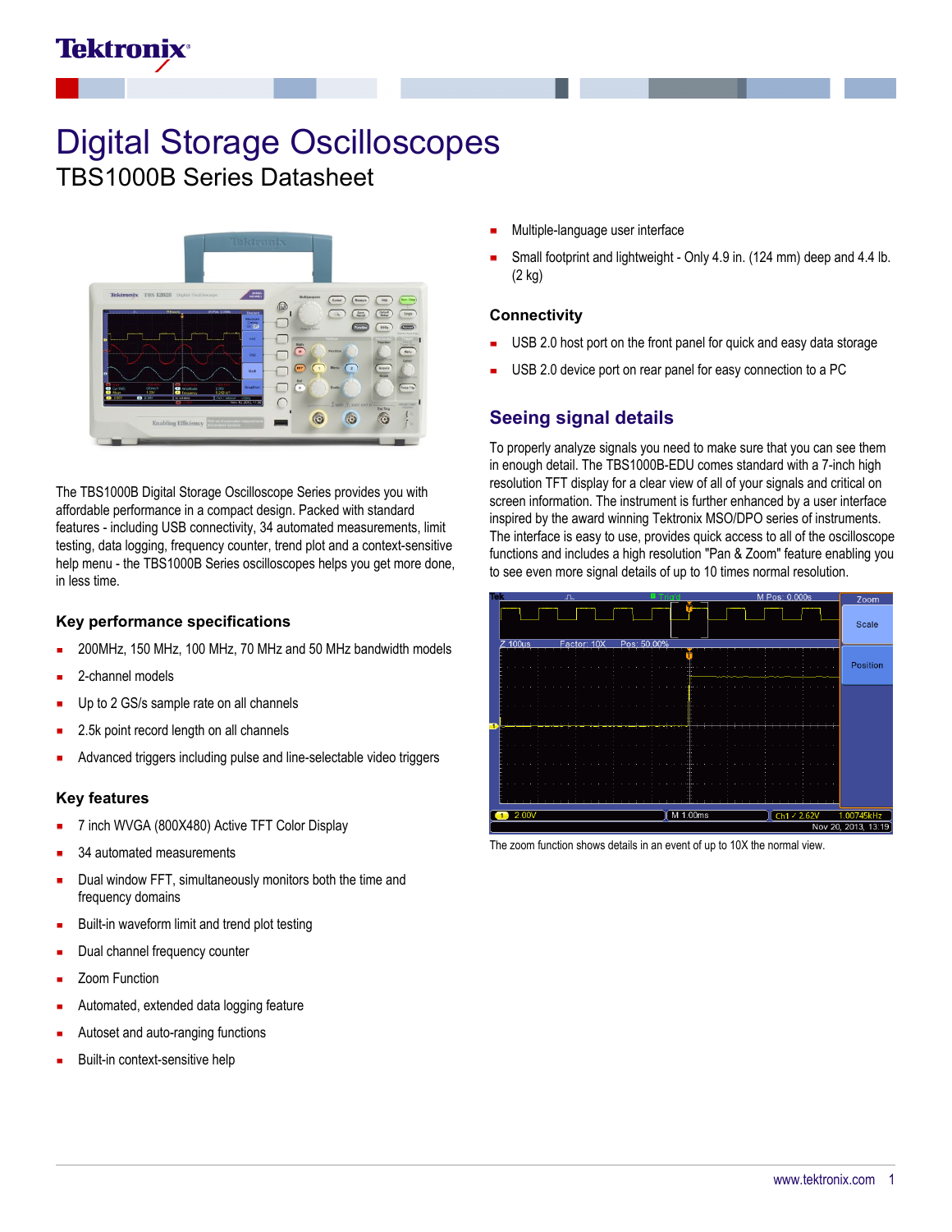# Digital Storage Oscilloscopes

## TBS1000B Series Datasheet

The TBS1000B Digital Storage Oscilloscope Series provides you with affordable performance in a compact design. Packed with standard features - including USB connectivity, 34 automated measurements, limit testing, data logging, frequency counter, trend plot and a context-sensitive help menu - the TBS1000B Series oscilloscopes helps you get more done, in less time.

### Key performance specifications

- 200MHz, 150 MHz, 100 MHz, 70 MHz and 50 MHz bandwidth models
- 2-channel models
- Up to 2 GS/s sample rate on all channels
- 2.5k point record length on all channels
- Advanced triggers including pulse and line-selectable video triggers

### Key features

- 7 inch WVGA (800X480) Active TFT Color Display
- 34 automated measurements
- Dual window FFT, simultaneously monitors both the time and frequency domains
- Built-in waveform limit and trend plot testing
- Dual channel frequency counter
- Zoom Function
- Automated, extended data logging feature
- Autoset and auto-ranging functions
- Built-in context-sensitive help
- Multiple-language user interface
- Small footprint and lightweight - Only 4.9 in. (124 mm) deep and 4.4 lb. (2 kg)

### Connectivity

- USB 2.0 host port on the front panel for quick and easy data storage
- USB 2.0 device port on rear panel for easy connection to a PC

## Seeing signal details

To properly analyze signals you need to make sure that you can see them in enough detail. The TBS1000B-EDU comes standard with a 7-inch high resolution TFT display for a clear view of all of your signals and critical on screen information. The instrument is further enhanced by a user interface inspired by the award winning Tektronix MSO/DPO series of instruments. The interface is easy to use, provides quick access to all of the oscilloscope functions and includes a high resolution "Pan & Zoom" feature enabling you to see even more signal details of up to 10 times normal resolution.

The zoom function shows details in an event of up to 10X the normal view.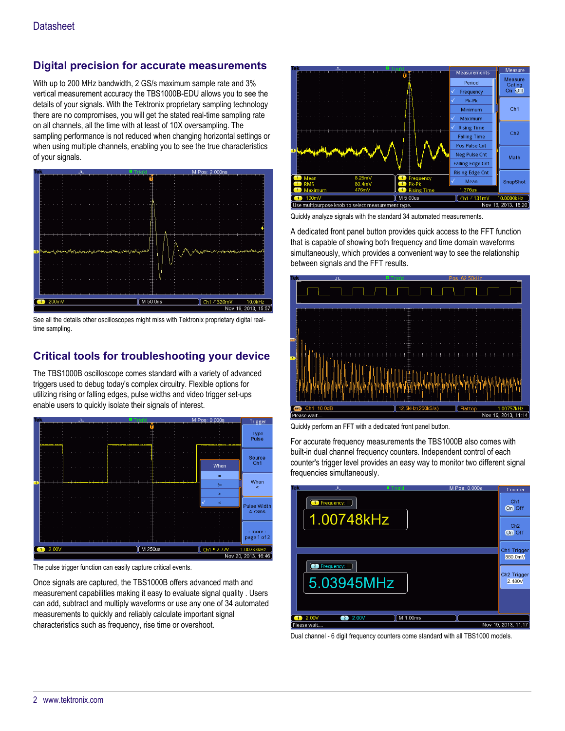## Digital precision for accurate measurements

With up to 200 MHz bandwidth, 2 GS/s maximum sample rate and 3% vertical measurement accuracy the TBS1000B-EDU allows you to see the details of your signals. With the Tektronix proprietary sampling technology there are no compromises, you will get the stated real-time sampling rate on all channels, all the time with at least of 10X oversampling. The sampling performance is not reduced when changing horizontal settings or when using multiple channels, enabling you to see the true characteristics of your signals.

See all the details other oscilloscopes might miss with Tektronix proprietary digital real-time sampling.

## Critical tools for troubleshooting your device

The TBS1000B oscilloscope comes standard with a variety of advanced triggers used to debug today's complex circuitry. Flexible options for utilizing rising or falling edges, pulse widths and video trigger set-ups enable users to quickly isolate their signals of interest.

The pulse trigger function can easily capture critical events.

Once signals are captured, the TBS1000B offers advanced math and measurement capabilities making it easy to evaluate signal quality . Users can add, subtract and multiply waveforms or use any one of 34 automated measurements to quickly and reliably calculate important signal characteristics such as frequency, rise time or overshoot.

Quickly analyze signals with the standard 34 automated measurements.

A dedicated front panel button provides quick access to the FFT function that is capable of showing both frequency and time domain waveforms simultaneously, which provides a convenient way to see the relationship between signals and the FFT results.

Quickly perform an FFT with a dedicated front panel button.

For accurate frequency measurements the TBS1000B also comes with built-in dual channel frequency counters. Independent control of each counter's trigger level provides an easy way to monitor two different signal frequencies simultaneously.

Dual channel - 6 digit frequency counters come standard with all TBS1000 models.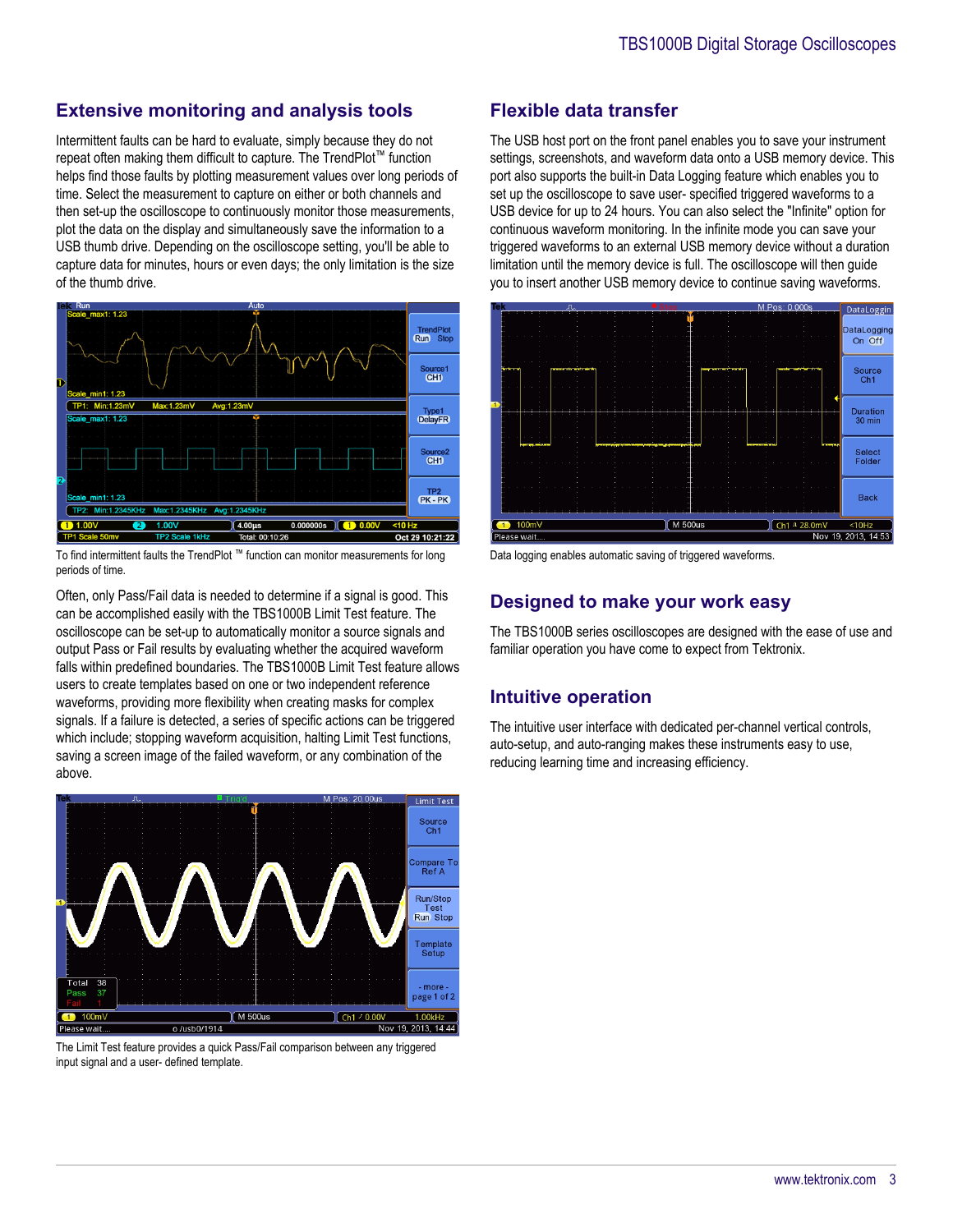## Extensive monitoring and analysis tools

Intermittent faults can be hard to evaluate, simply because they do not repeat often making them difficult to capture. The TrendPlot™ function helps find those faults by plotting measurement values over long periods of time. Select the measurement to capture on either or both channels and then set-up the oscilloscope to continuously monitor those measurements, plot the data on the display and simultaneously save the information to a USB thumb drive. Depending on the oscilloscope setting, you'll be able to capture data for minutes, hours or even days; the only limitation is the size of the thumb drive.

To find intermittent faults the TrendPlot ™ function can monitor measurements for long periods of time.

Often, only Pass/Fail data is needed to determine if a signal is good. This can be accomplished easily with the TBS1000B Limit Test feature. The oscilloscope can be set-up to automatically monitor a source signals and output Pass or Fail results by evaluating whether the acquired waveform falls within predefined boundaries. The TBS1000B Limit Test feature allows users to create templates based on one or two independent reference waveforms, providing more flexibility when creating masks for complex signals. If a failure is detected, a series of specific actions can be triggered which include; stopping waveform acquisition, halting Limit Test functions, saving a screen image of the failed waveform, or any combination of the above.

The Limit Test feature provides a quick Pass/Fail comparison between any triggered input signal and a user- defined template.

## Flexible data transfer

The USB host port on the front panel enables you to save your instrument settings, screenshots, and waveform data onto a USB memory device. This port also supports the built-in Data Logging feature which enables you to set up the oscilloscope to save user- specified triggered waveforms to a USB device for up to 24 hours. You can also select the "Infinite" option for continuous waveform monitoring. In the infinite mode you can save your triggered waveforms to an external USB memory device without a duration limitation until the memory device is full. The oscilloscope will then guide you to insert another USB memory device to continue saving waveforms.

Data logging enables automatic saving of triggered waveforms.

## Designed to make your work easy

The TBS1000B series oscilloscopes are designed with the ease of use and familiar operation you have come to expect from Tektronix.

## Intuitive operation

The intuitive user interface with dedicated per-channel vertical controls, auto-setup, and auto-ranging makes these instruments easy to use, reducing learning time and increasing efficiency.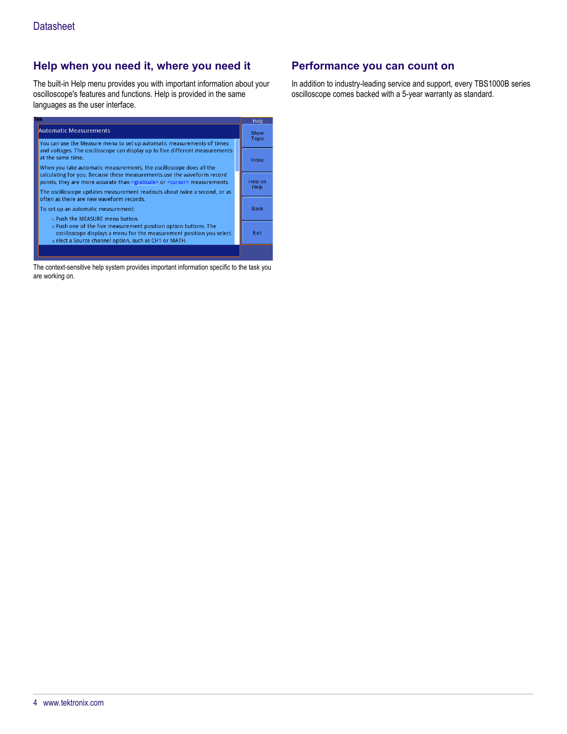## Help when you need it, where you need it

The built-in Help menu provides you with important information about your oscilloscope's features and functions. Help is provided in the same languages as the user interface.

The context-sensitive help system provides important information specific to the task you are working on.

## Performance you can count on

In addition to industry-leading service and support, every TBS1000B series oscilloscope comes backed with a 5-year warranty as standard.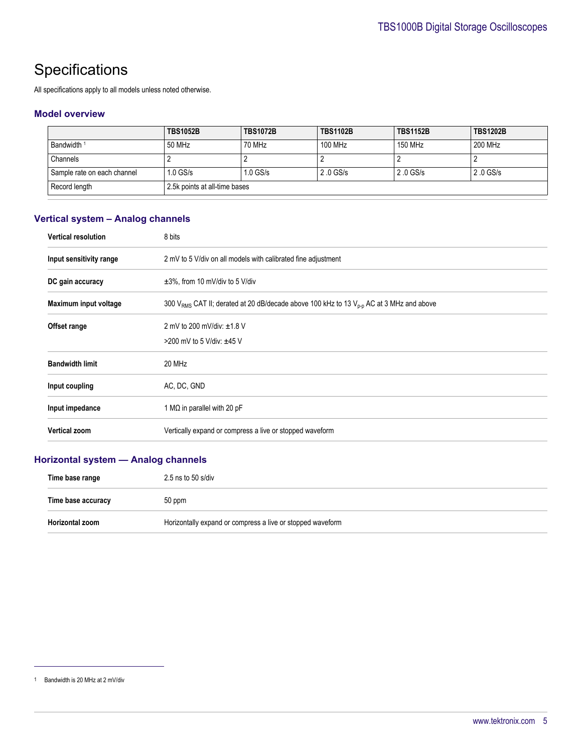# Specifications

All specifications apply to all models unless noted otherwise.

## Model overview

| | TBS1052B | TBS1072B | TBS1102B | TBS1152B | TBS1202B |
|---|---|---|---|---|---|
| Bandwidth [1] | 50 MHz | 70 MHz | 100 MHz | 150 MHz | 200 MHz |
| Channels | 2 | 2 | 2 | 2 | 2 |
| Sample rate on each channel | 1.0 GS/s | 1.0 GS/s | 2 .0 GS/s | 2 .0 GS/s | 2 .0 GS/s |
| Record length | 2.5k points at all-time bases | | | | |

## Vertical system – Analog channels

| | |
|---|---|
| **Vertical resolution** | 8 bits |
| **Input sensitivity range** | 2 mV to 5 V/div on all models with calibrated fine adjustment |
| **DC gain accuracy** | ±3%, from 10 mV/div to 5 V/div |
| **Maximum input voltage** | 300 $V_{RMS}$ CAT II; derated at 20 dB/decade above 100 kHz to 13 $V_{p-p}$ AC at 3 MHz and above |
| **Offset range** | 2 mV to 200 mV/div: ±1.8 V<br>>200 mV to 5 V/div: ±45 V |
| **Bandwidth limit** | 20 MHz |
| **Input coupling** | AC, DC, GND |
| **Input impedance** | 1 MΩ in parallel with 20 pF |
| **Vertical zoom** | Vertically expand or compress a live or stopped waveform |

## Horizontal system — Analog channels

| | |
|---|---|
| **Time base range** | 2.5 ns to 50 s/div |
| **Time base accuracy** | 50 ppm |
| **Horizontal zoom** | Horizontally expand or compress a live or stopped waveform |

[1] Bandwidth is 20 MHz at 2 mV/div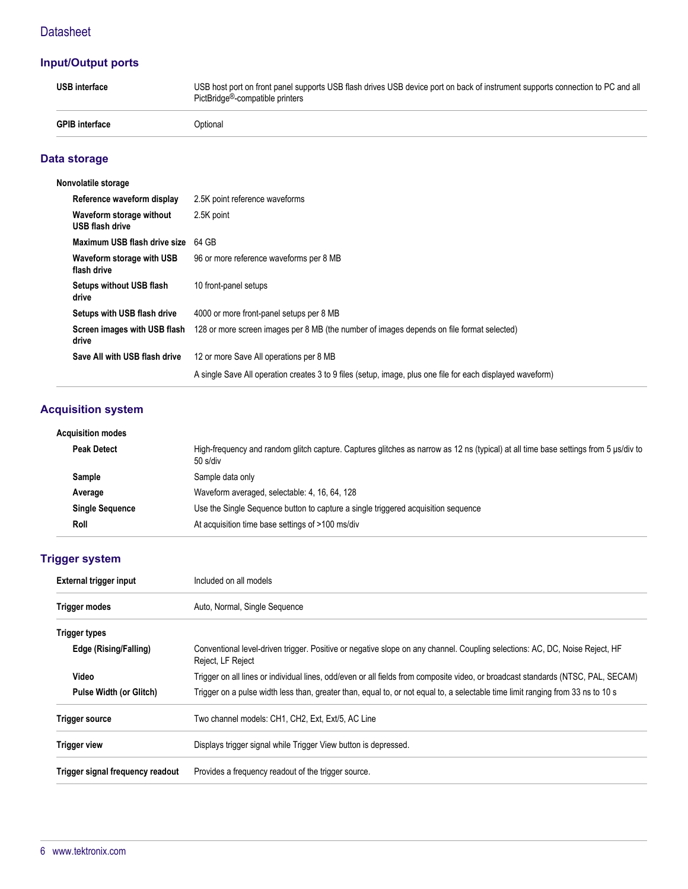## Input/Output ports

| | |
|---|---|
| **USB interface** | USB host port on front panel supports USB flash drives USB device port on back of instrument supports connection to PC and all PictBridge®-compatible printers |
| **GPIB interface** | Optional |

## Data storage

| | |
|---|---|
| **Nonvolatile storage** | |
| **Reference waveform display** | 2.5K point reference waveforms |
| **Waveform storage without USB flash drive** | 2.5K point |
| **Maximum USB flash drive size** | 64 GB |
| **Waveform storage with USB flash drive** | 96 or more reference waveforms per 8 MB |
| **Setups without USB flash drive** | 10 front-panel setups |
| **Setups with USB flash drive** | 4000 or more front-panel setups per 8 MB |
| **Screen images with USB flash drive** | 128 or more screen images per 8 MB (the number of images depends on file format selected) |
| **Save All with USB flash drive** | 12 or more Save All operations per 8 MB |
| | A single Save All operation creates 3 to 9 files (setup, image, plus one file for each displayed waveform) |

## Acquisition system

| | |
|---|---|
| **Acquisition modes** | |
| **Peak Detect** | High-frequency and random glitch capture. Captures glitches as narrow as 12 ns (typical) at all time base settings from 5 µs/div to 50 s/div |
| **Sample** | Sample data only |
| **Average** | Waveform averaged, selectable: 4, 16, 64, 128 |
| **Single Sequence** | Use the Single Sequence button to capture a single triggered acquisition sequence |
| **Roll** | At acquisition time base settings of >100 ms/div |

## Trigger system

| | |
|---|---|
| **External trigger input** | Included on all models |
| **Trigger modes** | Auto, Normal, Single Sequence |
| **Trigger types** | |
| **Edge (Rising/Falling)** | Conventional level-driven trigger. Positive or negative slope on any channel. Coupling selections: AC, DC, Noise Reject, HF Reject, LF Reject |
| **Video** | Trigger on all lines or individual lines, odd/even or all fields from composite video, or broadcast standards (NTSC, PAL, SECAM) |
| **Pulse Width (or Glitch)** | Trigger on a pulse width less than, greater than, equal to, or not equal to, a selectable time limit ranging from 33 ns to 10 s |
| **Trigger source** | Two channel models: CH1, CH2, Ext, Ext/5, AC Line |
| **Trigger view** | Displays trigger signal while Trigger View button is depressed. |
| **Trigger signal frequency readout** | Provides a frequency readout of the trigger source. |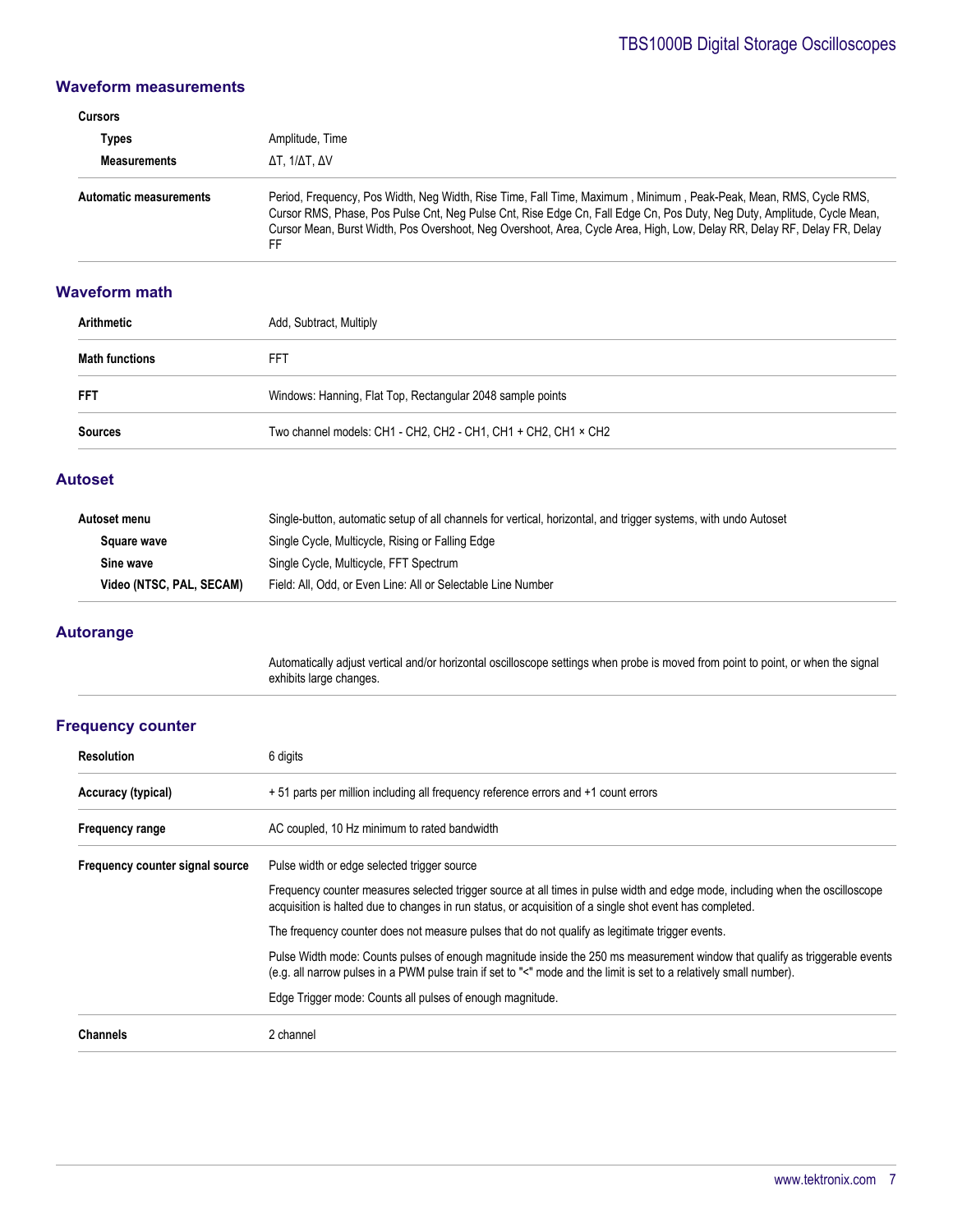## Waveform measurements

| | |
|---|---|
| **Cursors** | |
| **Types** | Amplitude, Time |
| **Measurements** | ΔT, 1/ΔT, ΔV |
| **Automatic measurements** | Period, Frequency, Pos Width, Neg Width, Rise Time, Fall Time, Maximum , Minimum , Peak-Peak, Mean, RMS, Cycle RMS, Cursor RMS, Phase, Pos Pulse Cnt, Neg Pulse Cnt, Rise Edge Cn, Fall Edge Cn, Pos Duty, Neg Duty, Amplitude, Cycle Mean, Cursor Mean, Burst Width, Pos Overshoot, Neg Overshoot, Area, Cycle Area, High, Low, Delay RR, Delay RF, Delay FR, Delay FF |

## Waveform math

| | |
|---|---|
| **Arithmetic** | Add, Subtract, Multiply |
| **Math functions** | FFT |
| **FFT** | Windows: Hanning, Flat Top, Rectangular 2048 sample points |
| **Sources** | Two channel models: CH1 - CH2, CH2 - CH1, CH1 + CH2, CH1 × CH2 |

## Autoset

| | |
|---|---|
| **Autoset menu** | Single-button, automatic setup of all channels for vertical, horizontal, and trigger systems, with undo Autoset |
| **Square wave** | Single Cycle, Multicycle, Rising or Falling Edge |
| **Sine wave** | Single Cycle, Multicycle, FFT Spectrum |
| **Video (NTSC, PAL, SECAM)** | Field: All, Odd, or Even Line: All or Selectable Line Number |

## Autorange

Automatically adjust vertical and/or horizontal oscilloscope settings when probe is moved from point to point, or when the signal exhibits large changes.

## Frequency counter

| | |
|---|---|
| **Resolution** | 6 digits |
| **Accuracy (typical)** | + 51 parts per million including all frequency reference errors and +1 count errors |
| **Frequency range** | AC coupled, 10 Hz minimum to rated bandwidth |
| **Frequency counter signal source** | Pulse width or edge selected trigger source<br><br>Frequency counter measures selected trigger source at all times in pulse width and edge mode, including when the oscilloscope acquisition is halted due to changes in run status, or acquisition of a single shot event has completed.<br><br>The frequency counter does not measure pulses that do not qualify as legitimate trigger events.<br><br>Pulse Width mode: Counts pulses of enough magnitude inside the 250 ms measurement window that qualify as triggerable events (e.g. all narrow pulses in a PWM pulse train if set to "<" mode and the limit is set to a relatively small number).<br><br>Edge Trigger mode: Counts all pulses of enough magnitude. |
| **Channels** | 2 channel |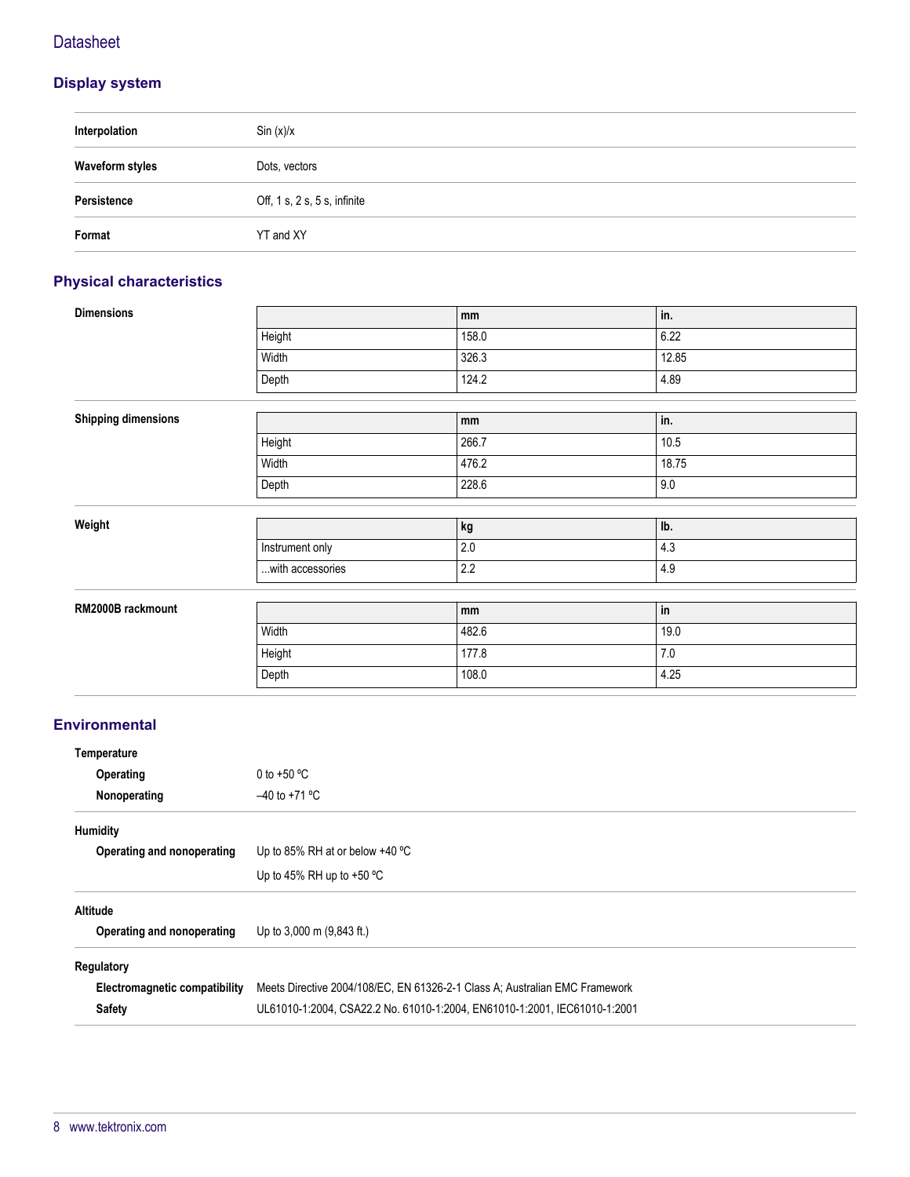## Display system

| | |
|---|---|
| **Interpolation** | Sin (x)/x |
| **Waveform styles** | Dots, vectors |
| **Persistence** | Off, 1 s, 2 s, 5 s, infinite |
| **Format** | YT and XY |

## Physical characteristics

**Dimensions**

| | mm | in. |
|---|---|---|
| Height | 158.0 | 6.22 |
| Width | 326.3 | 12.85 |
| Depth | 124.2 | 4.89 |

**Shipping dimensions**

| | mm | in. |
|---|---|---|
| Height | 266.7 | 10.5 |
| Width | 476.2 | 18.75 |
| Depth | 228.6 | 9.0 |

**Weight**

| | kg | lb. |
|---|---|---|
| Instrument only | 2.0 | 4.3 |
| ...with accessories | 2.2 | 4.9 |

**RM2000B rackmount**

| | mm | in |
|---|---|---|
| Width | 482.6 | 19.0 |
| Height | 177.8 | 7.0 |
| Depth | 108.0 | 4.25 |

## Environmental

**Temperature**

| | |
|---|---|
| **Operating** | 0 to +50 ºC |
| **Nonoperating** | –40 to +71 ºC |

**Humidity**

| | |
|---|---|
| **Operating and nonoperating** | Up to 85% RH at or below +40 ºC<br>Up to 45% RH up to +50 ºC |

**Altitude**

| | |
|---|---|
| **Operating and nonoperating** | Up to 3,000 m (9,843 ft.) |

**Regulatory**

| | |
|---|---|
| **Electromagnetic compatibility** | Meets Directive 2004/108/EC, EN 61326-2-1 Class A; Australian EMC Framework |
| **Safety** | UL61010-1:2004, CSA22.2 No. 61010-1:2004, EN61010-1:2001, IEC61010-1:2001 |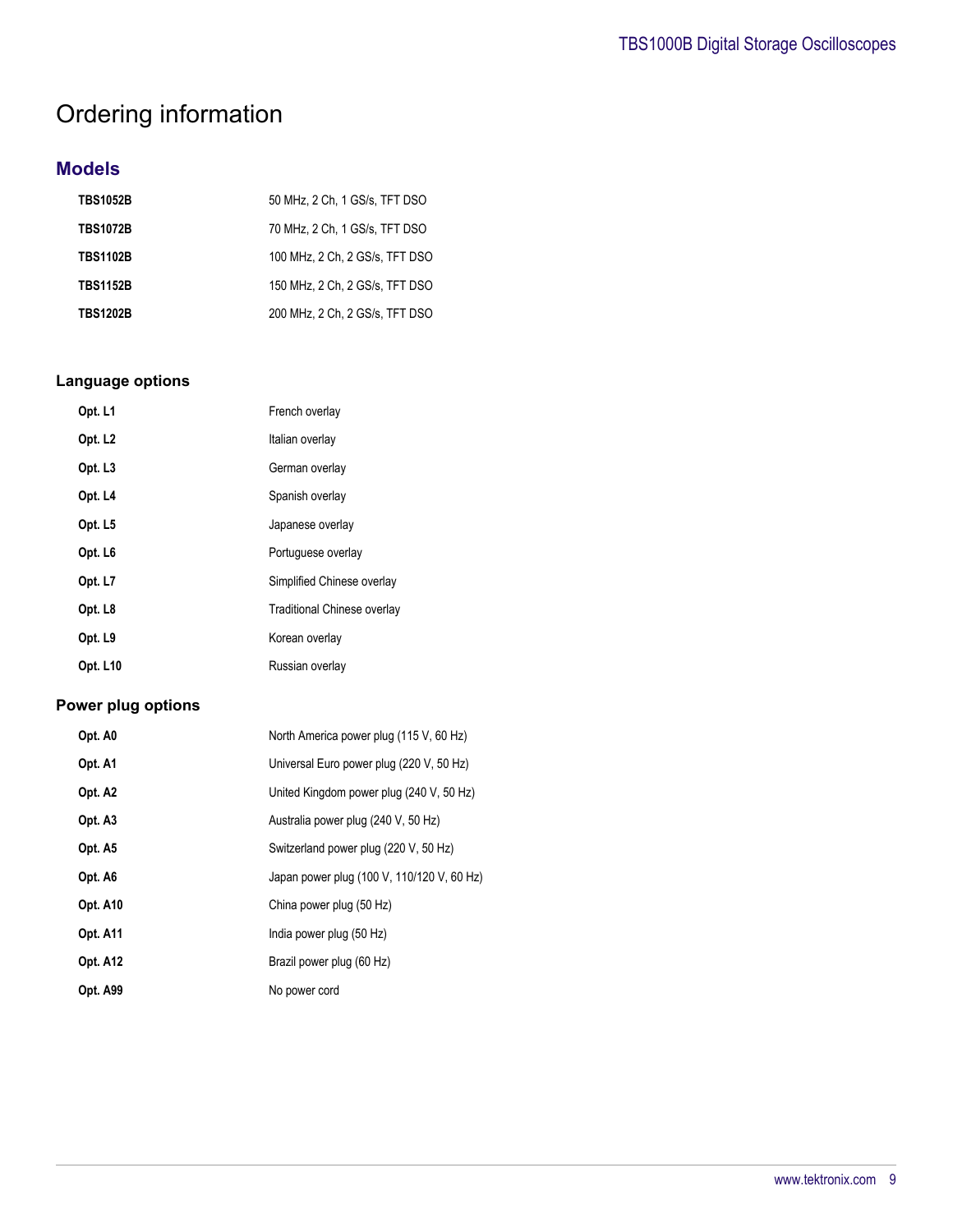# Ordering information

## Models

| | |
|---|---|
| **TBS1052B** | 50 MHz, 2 Ch, 1 GS/s, TFT DSO |
| **TBS1072B** | 70 MHz, 2 Ch, 1 GS/s, TFT DSO |
| **TBS1102B** | 100 MHz, 2 Ch, 2 GS/s, TFT DSO |
| **TBS1152B** | 150 MHz, 2 Ch, 2 GS/s, TFT DSO |
| **TBS1202B** | 200 MHz, 2 Ch, 2 GS/s, TFT DSO |

### Language options

| | |
|---|---|
| **Opt. L1** | French overlay |
| **Opt. L2** | Italian overlay |
| **Opt. L3** | German overlay |
| **Opt. L4** | Spanish overlay |
| **Opt. L5** | Japanese overlay |
| **Opt. L6** | Portuguese overlay |
| **Opt. L7** | Simplified Chinese overlay |
| **Opt. L8** | Traditional Chinese overlay |
| **Opt. L9** | Korean overlay |
| **Opt. L10** | Russian overlay |

### Power plug options

| | |
|---|---|
| **Opt. A0** | North America power plug (115 V, 60 Hz) |
| **Opt. A1** | Universal Euro power plug (220 V, 50 Hz) |
| **Opt. A2** | United Kingdom power plug (240 V, 50 Hz) |
| **Opt. A3** | Australia power plug (240 V, 50 Hz) |
| **Opt. A5** | Switzerland power plug (220 V, 50 Hz) |
| **Opt. A6** | Japan power plug (100 V, 110/120 V, 60 Hz) |
| **Opt. A10** | China power plug (50 Hz) |
| **Opt. A11** | India power plug (50 Hz) |
| **Opt. A12** | Brazil power plug (60 Hz) |
| **Opt. A99** | No power cord |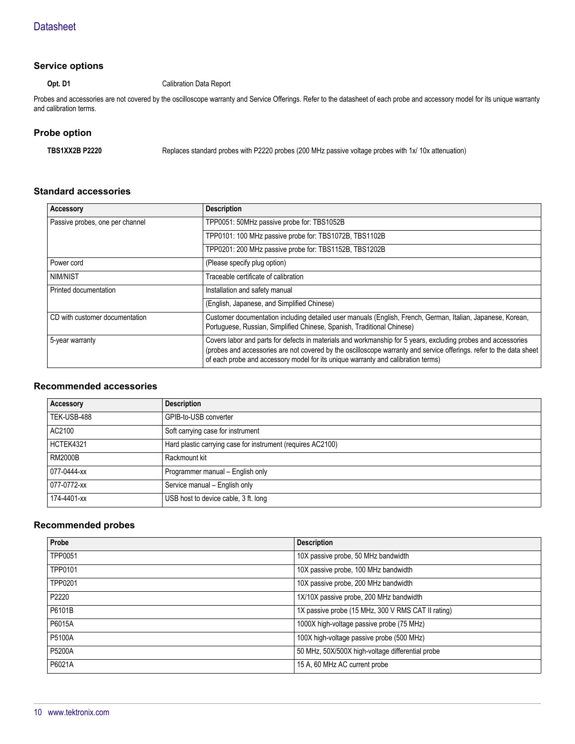### Service options

**Opt. D1** Calibration Data Report

Probes and accessories are not covered by the oscilloscope warranty and Service Offerings. Refer to the datasheet of each probe and accessory model for its unique warranty and calibration terms.

### Probe option

**TBS1XX2B P2220** Replaces standard probes with P2220 probes (200 MHz passive voltage probes with 1x/ 10x attenuation)

### Standard accessories

| Accessory | Description |
|---|---|
| Passive probes, one per channel | TPP0051: 50MHz passive probe for: TBS1052B |
| | TPP0101: 100 MHz passive probe for: TBS1072B, TBS1102B |
| | TPP0201: 200 MHz passive probe for: TBS1152B, TBS1202B |
| Power cord | (Please specify plug option) |
| NIM/NIST | Traceable certificate of calibration |
| Printed documentation | Installation and safety manual |
| | (English, Japanese, and Simplified Chinese) |
| CD with customer documentation | Customer documentation including detailed user manuals (English, French, German, Italian, Japanese, Korean, Portuguese, Russian, Simplified Chinese, Spanish, Traditional Chinese) |
| 5-year warranty | Covers labor and parts for defects in materials and workmanship for 5 years, excluding probes and accessories (probes and accessories are not covered by the oscilloscope warranty and service offerings. refer to the data sheet of each probe and accessory model for its unique warranty and calibration terms) |

### Recommended accessories

| Accessory | Description |
|---|---|
| TEK-USB-488 | GPIB-to-USB converter |
| AC2100 | Soft carrying case for instrument |
| HCTEK4321 | Hard plastic carrying case for instrument (requires AC2100) |
| RM2000B | Rackmount kit |
| 077-0444-xx | Programmer manual – English only |
| 077-0772-xx | Service manual – English only |
| 174-4401-xx | USB host to device cable, 3 ft. long |

### Recommended probes

| Probe | Description |
|---|---|
| TPP0051 | 10X passive probe, 50 MHz bandwidth |
| TPP0101 | 10X passive probe, 100 MHz bandwidth |
| TPP0201 | 10X passive probe, 200 MHz bandwidth |
| P2220 | 1X/10X passive probe, 200 MHz bandwidth |
| P6101B | 1X passive probe (15 MHz, 300 V RMS CAT II rating) |
| P6015A | 1000X high-voltage passive probe (75 MHz) |
| P5100A | 100X high-voltage passive probe (500 MHz) |
| P5200A | 50 MHz, 50X/500X high-voltage differential probe |
| P6021A | 15 A, 60 MHz AC current probe |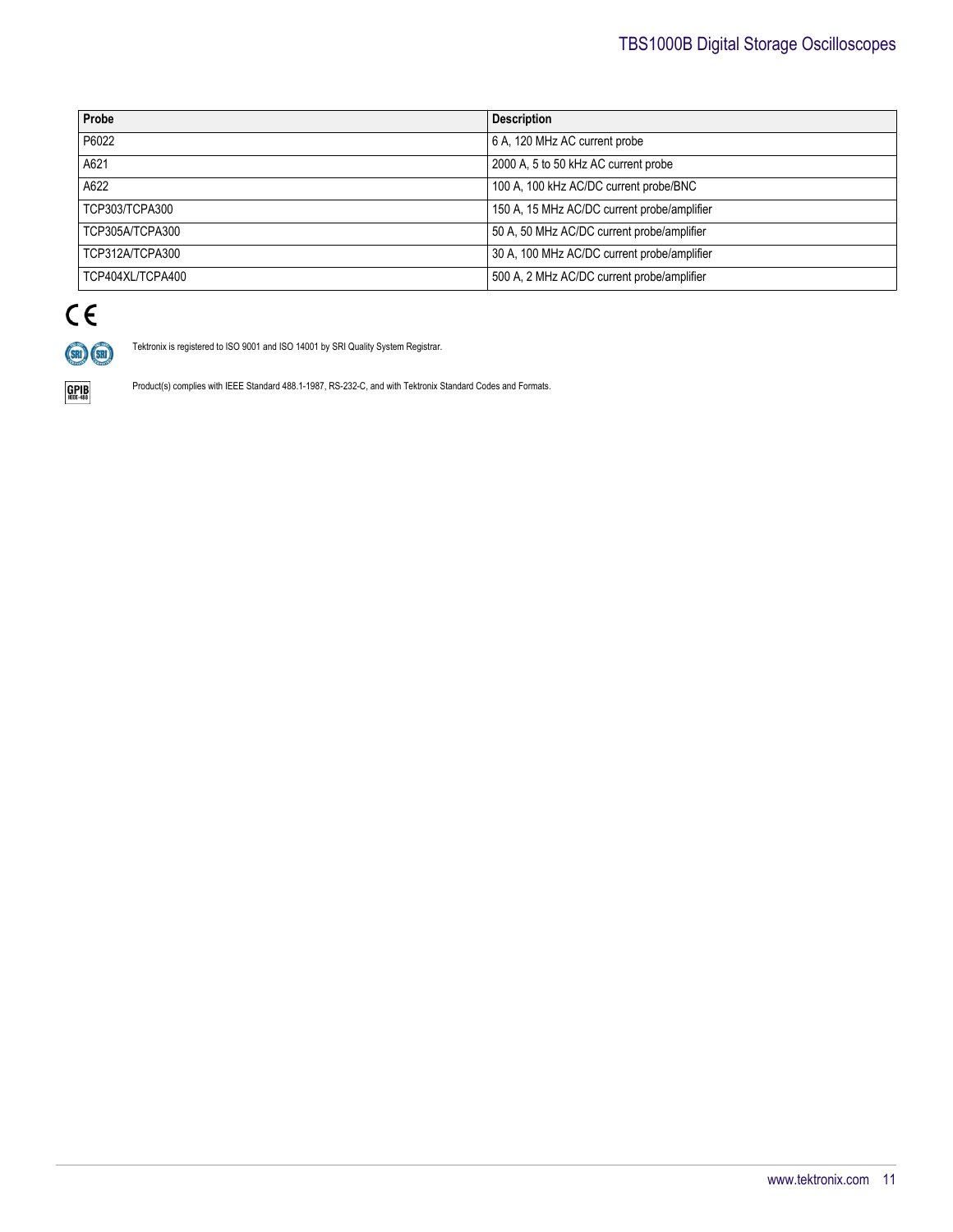| Probe | Description |
| --- | --- |
| P6022 | 6 A, 120 MHz AC current probe |
| A621 | 2000 A, 5 to 50 kHz AC current probe |
| A622 | 100 A, 100 kHz AC/DC current probe/BNC |
| TCP303/TCPA300 | 150 A, 15 MHz AC/DC current probe/amplifier |
| TCP305A/TCPA300 | 50 A, 50 MHz AC/DC current probe/amplifier |
| TCP312A/TCPA300 | 30 A, 100 MHz AC/DC current probe/amplifier |
| TCP404XL/TCPA400 | 500 A, 2 MHz AC/DC current probe/amplifier |

CE

Tektronix is registered to ISO 9001 and ISO 14001 by SRI Quality System Registrar.

Product(s) complies with IEEE Standard 488.1-1987, RS-232-C, and with Tektronix Standard Codes and Formats.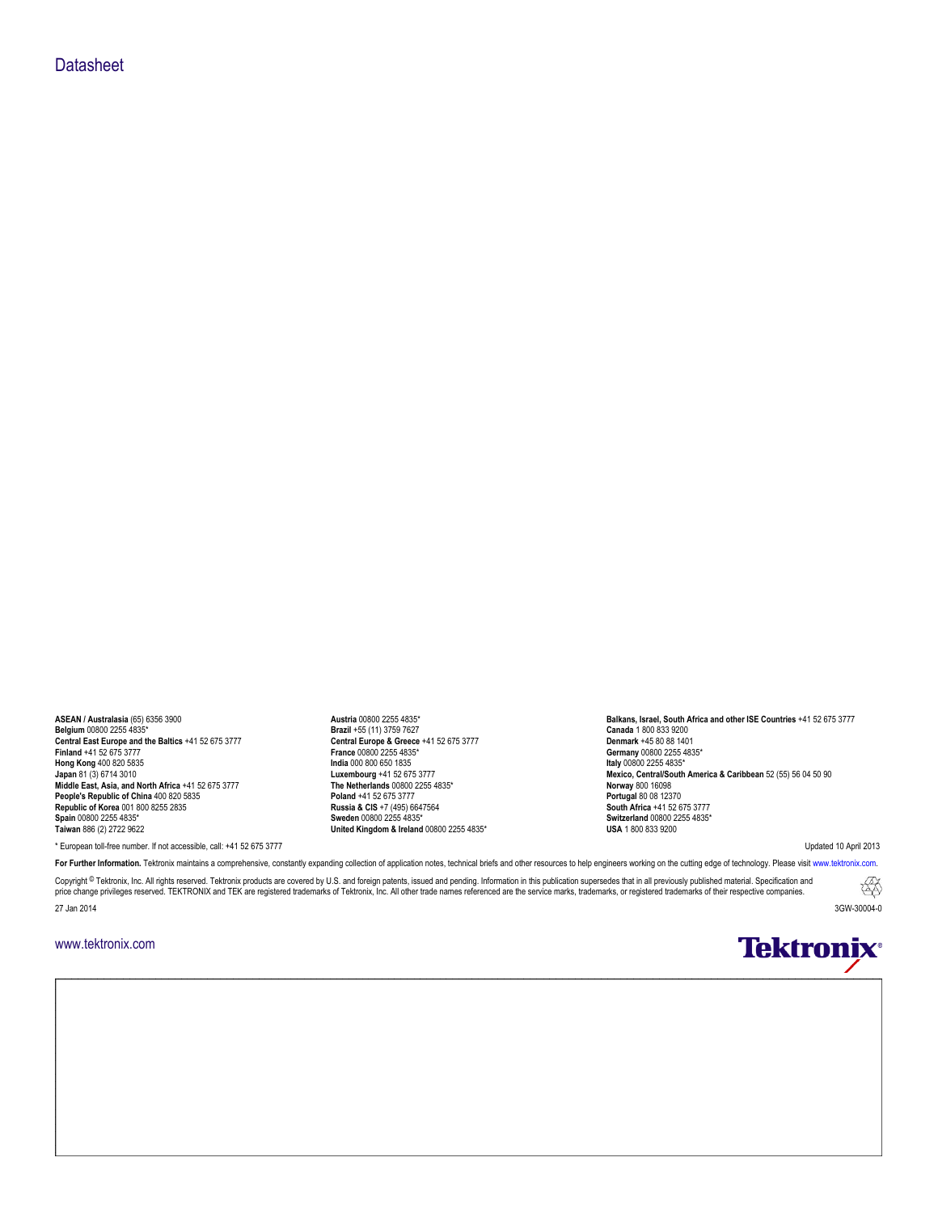**ASEAN / Australasia** (65) 6356 3900
**Belgium** 00800 2255 4835*
**Central East Europe and the Baltics** +41 52 675 3777
**Finland** +41 52 675 3777
**Hong Kong** 400 820 5835
**Japan** 81 (3) 6714 3010
**Middle East, Asia, and North Africa** +41 52 675 3777
**People's Republic of China** 400 820 5835
**Republic of Korea** 001 800 8255 2835
**Spain** 00800 2255 4835*
**Taiwan** 886 (2) 2722 9622

**Austria** 00800 2255 4835*
**Brazil** +55 (11) 3759 7627
**Central Europe & Greece** +41 52 675 3777
**France** 00800 2255 4835*
**India** 000 800 650 1835
**Luxembourg** +41 52 675 3777
**The Netherlands** 00800 2255 4835*
**Poland** +41 52 675 3777
**Russia & CIS** +7 (495) 6647564
**Sweden** 00800 2255 4835*
**United Kingdom & Ireland** 00800 2255 4835*

**Balkans, Israel, South Africa and other ISE Countries** +41 52 675 3777
**Canada** 1 800 833 9200
**Denmark** +45 80 88 1401
**Germany** 00800 2255 4835*
**Italy** 00800 2255 4835*
**Mexico, Central/South America & Caribbean** 52 (55) 56 04 50 90
**Norway** 800 16098
**Portugal** 80 08 12370
**South Africa** +41 52 675 3777
**Switzerland** 00800 2255 4835*
**USA** 1 800 833 9200

* European toll-free number. If not accessible, call: +41 52 675 3777

Updated 10 April 2013

**For Further Information.** Tektronix maintains a comprehensive, constantly expanding collection of application notes, technical briefs and other resources to help engineers working on the cutting edge of technology. Please visit www.tektronix.com.

Copyright © Tektronix, Inc. All rights reserved. Tektronix products are covered by U.S. and foreign patents, issued and pending. Information in this publication supersedes that in all previously published material. Specification and price change privileges reserved. TEKTRONIX and TEK are registered trademarks of Tektronix, Inc. All other trade names referenced are the service marks, trademarks, or registered trademarks of their respective companies.

27 Jan 2014

3GW-30004-0

www.tektronix.com

Tektronix®